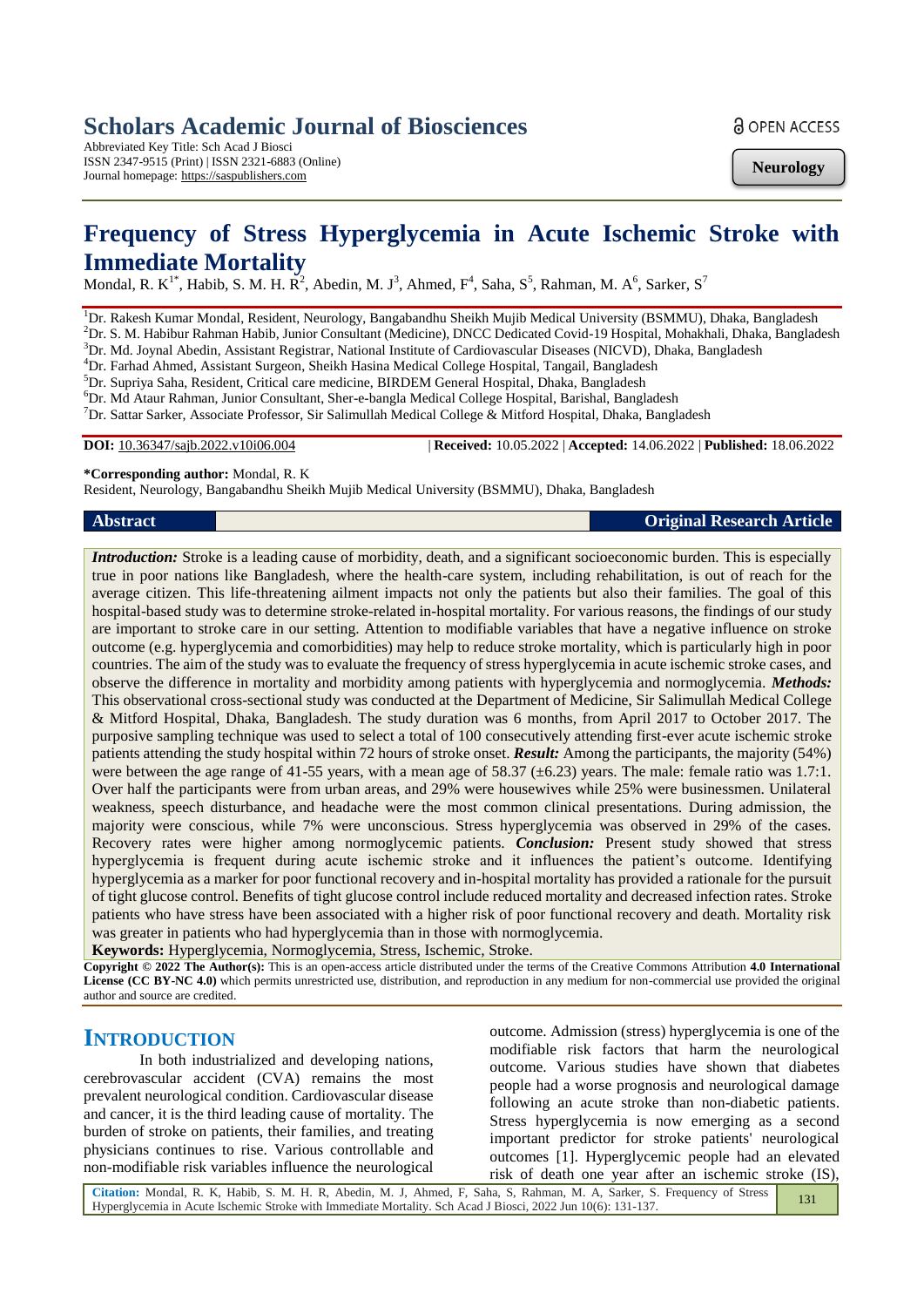# Scholars Academic Journal of Biosciences

Abbreviated Key Title: Sch Acad J Biosci
ISSN 2347-9515 (Print) | ISSN 2321-6883 (Online)
Journal homepage: https://saspublishers.com

OPEN ACCESS

**Neurology**

# Frequency of Stress Hyperglycemia in Acute Ischemic Stroke with Immediate Mortality

Mondal, R. K[1*], Habib, S. M. H. R[2], Abedin, M. J[3], Ahmed, F[4], Saha, S[5], Rahman, M. A[6], Sarker, S[7]

[1]Dr. Rakesh Kumar Mondal, Resident, Neurology, Bangabandhu Sheikh Mujib Medical University (BSMMU), Dhaka, Bangladesh
[2]Dr. S. M. Habibur Rahman Habib, Junior Consultant (Medicine), DNCC Dedicated Covid-19 Hospital, Mohakhali, Dhaka, Bangladesh
[3]Dr. Md. Joynal Abedin, Assistant Registrar, National Institute of Cardiovascular Diseases (NICVD), Dhaka, Bangladesh
[4]Dr. Farhad Ahmed, Assistant Surgeon, Sheikh Hasina Medical College Hospital, Tangail, Bangladesh
[5]Dr. Supriya Saha, Resident, Critical care medicine, BIRDEM General Hospital, Dhaka, Bangladesh
[6]Dr. Md Ataur Rahman, Junior Consultant, Sher-e-bangla Medical College Hospital, Barishal, Bangladesh
[7]Dr. Sattar Sarker, Associate Professor, Sir Salimullah Medical College & Mitford Hospital, Dhaka, Bangladesh

**DOI:** 10.36347/sajb.2022.v10i06.004 | **Received:** 10.05.2022 | **Accepted:** 14.06.2022 | **Published:** 18.06.2022

**\*Corresponding author:** Mondal, R. K
Resident, Neurology, Bangabandhu Sheikh Mujib Medical University (BSMMU), Dhaka, Bangladesh

## Abstract

**Original Research Article**

***Introduction:*** Stroke is a leading cause of morbidity, death, and a significant socioeconomic burden. This is especially true in poor nations like Bangladesh, where the health-care system, including rehabilitation, is out of reach for the average citizen. This life-threatening ailment impacts not only the patients but also their families. The goal of this hospital-based study was to determine stroke-related in-hospital mortality. For various reasons, the findings of our study are important to stroke care in our setting. Attention to modifiable variables that have a negative influence on stroke outcome (e.g. hyperglycemia and comorbidities) may help to reduce stroke mortality, which is particularly high in poor countries. The aim of the study was to evaluate the frequency of stress hyperglycemia in acute ischemic stroke cases, and observe the difference in mortality and morbidity among patients with hyperglycemia and normoglycemia. ***Methods:*** This observational cross-sectional study was conducted at the Department of Medicine, Sir Salimullah Medical College & Mitford Hospital, Dhaka, Bangladesh. The study duration was 6 months, from April 2017 to October 2017. The purposive sampling technique was used to select a total of 100 consecutively attending first-ever acute ischemic stroke patients attending the study hospital within 72 hours of stroke onset. ***Result:*** Among the participants, the majority (54%) were between the age range of 41-55 years, with a mean age of 58.37 (±6.23) years. The male: female ratio was 1.7:1. Over half the participants were from urban areas, and 29% were housewives while 25% were businessmen. Unilateral weakness, speech disturbance, and headache were the most common clinical presentations. During admission, the majority were conscious, while 7% were unconscious. Stress hyperglycemia was observed in 29% of the cases. Recovery rates were higher among normoglycemic patients. ***Conclusion:*** Present study showed that stress hyperglycemia is frequent during acute ischemic stroke and it influences the patient's outcome. Identifying hyperglycemia as a marker for poor functional recovery and in-hospital mortality has provided a rationale for the pursuit of tight glucose control. Benefits of tight glucose control include reduced mortality and decreased infection rates. Stroke patients who have stress have been associated with a higher risk of poor functional recovery and death. Mortality risk was greater in patients who had hyperglycemia than in those with normoglycemia.

**Keywords:** Hyperglycemia, Normoglycemia, Stress, Ischemic, Stroke.

**Copyright © 2022 The Author(s):** This is an open-access article distributed under the terms of the Creative Commons Attribution **4.0 International License (CC BY-NC 4.0)** which permits unrestricted use, distribution, and reproduction in any medium for non-commercial use provided the original author and source are credited.

## INTRODUCTION

In both industrialized and developing nations, cerebrovascular accident (CVA) remains the most prevalent neurological condition. Cardiovascular disease and cancer, it is the third leading cause of mortality. The burden of stroke on patients, their families, and treating physicians continues to rise. Various controllable and non-modifiable risk variables influence the neurological outcome. Admission (stress) hyperglycemia is one of the modifiable risk factors that harm the neurological outcome. Various studies have shown that diabetes people had a worse prognosis and neurological damage following an acute stroke than non-diabetic patients. Stress hyperglycemia is now emerging as a second important predictor for stroke patients' neurological outcomes [1]. Hyperglycemic people had an elevated risk of death one year after an ischemic stroke (IS),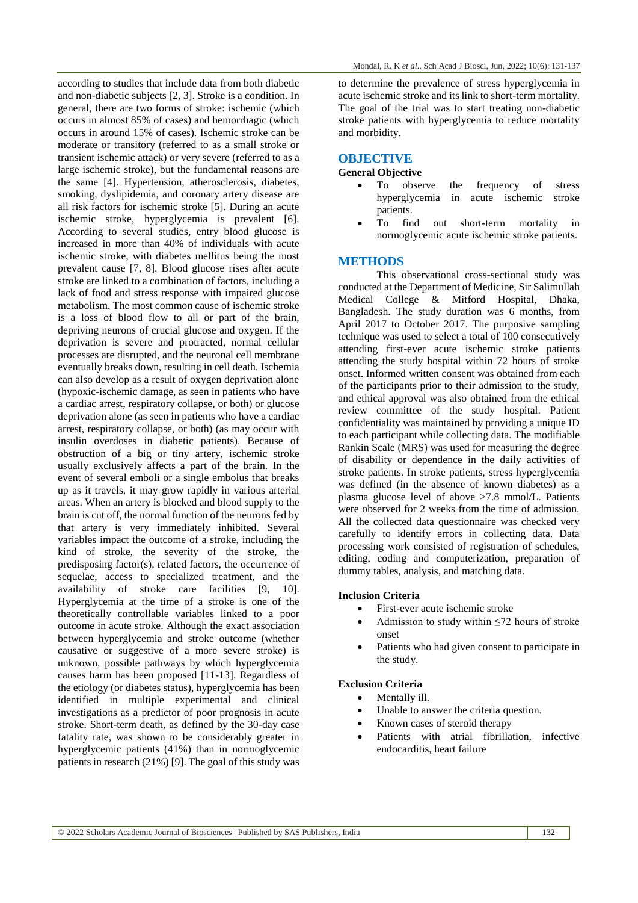according to studies that include data from both diabetic and non-diabetic subjects [2, 3]. Stroke is a condition. In general, there are two forms of stroke: ischemic (which occurs in almost 85% of cases) and hemorrhagic (which occurs in around 15% of cases). Ischemic stroke can be moderate or transitory (referred to as a small stroke or transient ischemic attack) or very severe (referred to as a large ischemic stroke), but the fundamental reasons are the same [4]. Hypertension, atherosclerosis, diabetes, smoking, dyslipidemia, and coronary artery disease are all risk factors for ischemic stroke [5]. During an acute ischemic stroke, hyperglycemia is prevalent [6]. According to several studies, entry blood glucose is increased in more than 40% of individuals with acute ischemic stroke, with diabetes mellitus being the most prevalent cause [7, 8]. Blood glucose rises after acute stroke are linked to a combination of factors, including a lack of food and stress response with impaired glucose metabolism. The most common cause of ischemic stroke is a loss of blood flow to all or part of the brain, depriving neurons of crucial glucose and oxygen. If the deprivation is severe and protracted, normal cellular processes are disrupted, and the neuronal cell membrane eventually breaks down, resulting in cell death. Ischemia can also develop as a result of oxygen deprivation alone (hypoxic-ischemic damage, as seen in patients who have a cardiac arrest, respiratory collapse, or both) or glucose deprivation alone (as seen in patients who have a cardiac arrest, respiratory collapse, or both) (as may occur with insulin overdoses in diabetic patients). Because of obstruction of a big or tiny artery, ischemic stroke usually exclusively affects a part of the brain. In the event of several emboli or a single embolus that breaks up as it travels, it may grow rapidly in various arterial areas. When an artery is blocked and blood supply to the brain is cut off, the normal function of the neurons fed by that artery is very immediately inhibited. Several variables impact the outcome of a stroke, including the kind of stroke, the severity of the stroke, the predisposing factor(s), related factors, the occurrence of sequelae, access to specialized treatment, and the availability of stroke care facilities [9, 10]. Hyperglycemia at the time of a stroke is one of the theoretically controllable variables linked to a poor outcome in acute stroke. Although the exact association between hyperglycemia and stroke outcome (whether causative or suggestive of a more severe stroke) is unknown, possible pathways by which hyperglycemia causes harm has been proposed [11-13]. Regardless of the etiology (or diabetes status), hyperglycemia has been identified in multiple experimental and clinical investigations as a predictor of poor prognosis in acute stroke. Short-term death, as defined by the 30-day case fatality rate, was shown to be considerably greater in hyperglycemic patients (41%) than in normoglycemic patients in research (21%) [9]. The goal of this study was to determine the prevalence of stress hyperglycemia in acute ischemic stroke and its link to short-term mortality. The goal of the trial was to start treating non-diabetic stroke patients with hyperglycemia to reduce mortality and morbidity.

## OBJECTIVE

### General Objective

- To observe the frequency of stress hyperglycemia in acute ischemic stroke patients.
- To find out short-term mortality in normoglycemic acute ischemic stroke patients.

## METHODS

This observational cross-sectional study was conducted at the Department of Medicine, Sir Salimullah Medical College & Mitford Hospital, Dhaka, Bangladesh. The study duration was 6 months, from April 2017 to October 2017. The purposive sampling technique was used to select a total of 100 consecutively attending first-ever acute ischemic stroke patients attending the study hospital within 72 hours of stroke onset. Informed written consent was obtained from each of the participants prior to their admission to the study, and ethical approval was also obtained from the ethical review committee of the study hospital. Patient confidentiality was maintained by providing a unique ID to each participant while collecting data. The modifiable Rankin Scale (MRS) was used for measuring the degree of disability or dependence in the daily activities of stroke patients. In stroke patients, stress hyperglycemia was defined (in the absence of known diabetes) as a plasma glucose level of above >7.8 mmol/L. Patients were observed for 2 weeks from the time of admission. All the collected data questionnaire was checked very carefully to identify errors in collecting data. Data processing work consisted of registration of schedules, editing, coding and computerization, preparation of dummy tables, analysis, and matching data.

### Inclusion Criteria

- First-ever acute ischemic stroke
- Admission to study within ≤72 hours of stroke onset
- Patients who had given consent to participate in the study.

### Exclusion Criteria

- Mentally ill.
- Unable to answer the criteria question.
- Known cases of steroid therapy
- Patients with atrial fibrillation, infective endocarditis, heart failure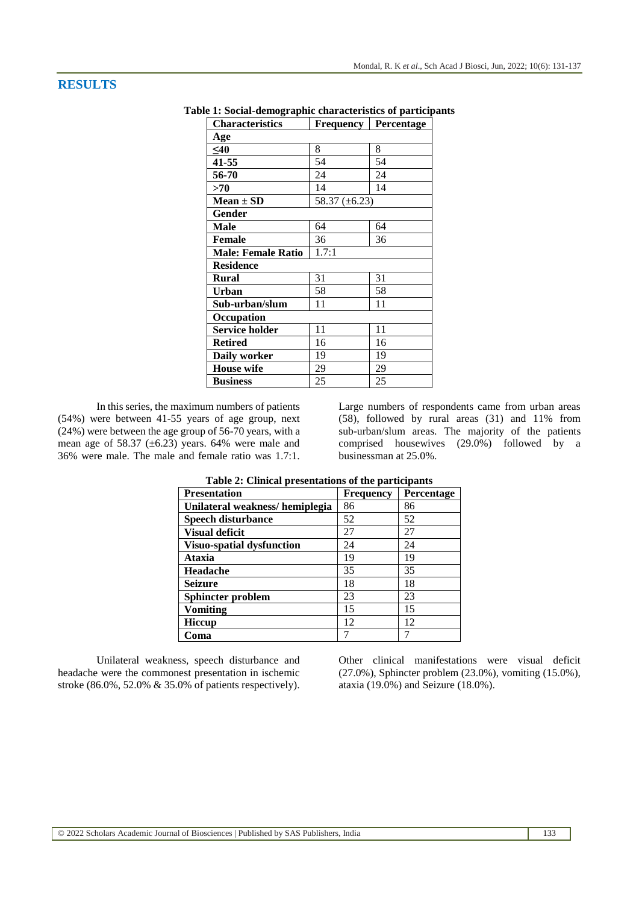## RESULTS

**Table 1: Social-demographic characteristics of participants**

| Characteristics | Frequency | Percentage |
|---|---|---|
| **Age** | | |
| **≤40** | 8 | 8 |
| **41-55** | 54 | 54 |
| **56-70** | 24 | 24 |
| **>70** | 14 | 14 |
| **Mean ± SD** | 58.37 (±6.23) | |
| **Gender** | | |
| **Male** | 64 | 64 |
| **Female** | 36 | 36 |
| **Male: Female Ratio** | 1.7:1 | |
| **Residence** | | |
| **Rural** | 31 | 31 |
| **Urban** | 58 | 58 |
| **Sub-urban/slum** | 11 | 11 |
| **Occupation** | | |
| **Service holder** | 11 | 11 |
| **Retired** | 16 | 16 |
| **Daily worker** | 19 | 19 |
| **House wife** | 29 | 29 |
| **Business** | 25 | 25 |

In this series, the maximum numbers of patients (54%) were between 41-55 years of age group, next (24%) were between the age group of 56-70 years, with a mean age of 58.37 (±6.23) years. 64% were male and 36% were male. The male and female ratio was 1.7:1. Large numbers of respondents came from urban areas (58), followed by rural areas (31) and 11% from sub-urban/slum areas. The majority of the patients comprised housewives (29.0%) followed by a businessman at 25.0%.

**Table 2: Clinical presentations of the participants**

| Presentation | Frequency | Percentage |
|---|---|---|
| **Unilateral weakness/ hemiplegia** | 86 | 86 |
| **Speech disturbance** | 52 | 52 |
| **Visual deficit** | 27 | 27 |
| **Visuo-spatial dysfunction** | 24 | 24 |
| **Ataxia** | 19 | 19 |
| **Headache** | 35 | 35 |
| **Seizure** | 18 | 18 |
| **Sphincter problem** | 23 | 23 |
| **Vomiting** | 15 | 15 |
| **Hiccup** | 12 | 12 |
| **Coma** | 7 | 7 |

Unilateral weakness, speech disturbance and headache were the commonest presentation in ischemic stroke (86.0%, 52.0% & 35.0% of patients respectively). Other clinical manifestations were visual deficit (27.0%), Sphincter problem (23.0%), vomiting (15.0%), ataxia (19.0%) and Seizure (18.0%).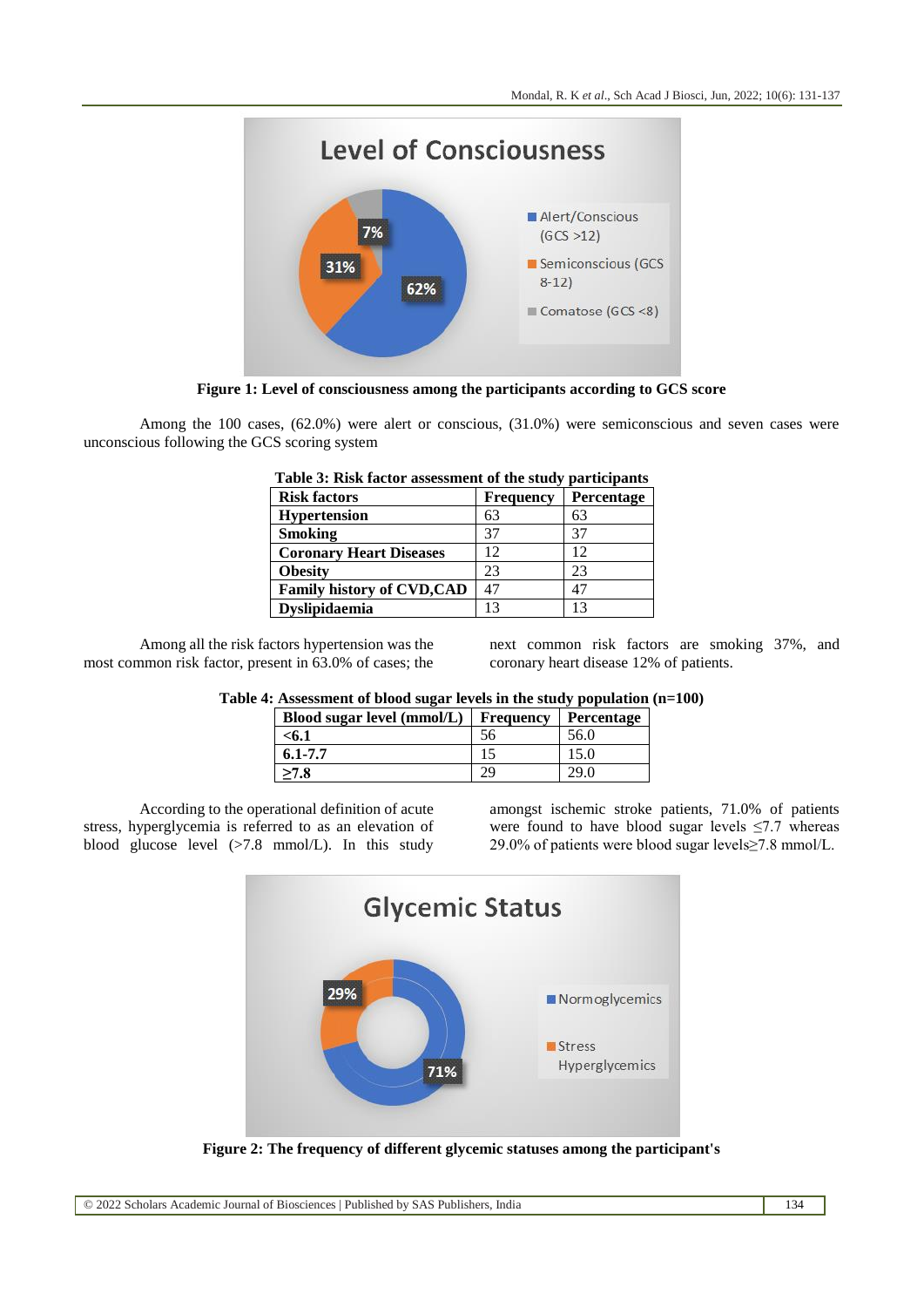Figure 1: Level of consciousness among the participants according to GCS score

Among the 100 cases, (62.0%) were alert or conscious, (31.0%) were semiconscious and seven cases were unconscious following the GCS scoring system

**Table 3: Risk factor assessment of the study participants**

| Risk factors | Frequency | Percentage |
|---|---|---|
| Hypertension | 63 | 63 |
| Smoking | 37 | 37 |
| Coronary Heart Diseases | 12 | 12 |
| Obesity | 23 | 23 |
| Family history of CVD,CAD | 47 | 47 |
| Dyslipidaemia | 13 | 13 |

Among all the risk factors hypertension was the most common risk factor, present in 63.0% of cases; the next common risk factors are smoking 37%, and coronary heart disease 12% of patients.

**Table 4: Assessment of blood sugar levels in the study population (n=100)**

| Blood sugar level (mmol/L) | Frequency | Percentage |
|---|---|---|
| <6.1 | 56 | 56.0 |
| 6.1-7.7 | 15 | 15.0 |
| ≥7.8 | 29 | 29.0 |

According to the operational definition of acute stress, hyperglycemia is referred to as an elevation of blood glucose level (>7.8 mmol/L). In this study amongst ischemic stroke patients, 71.0% of patients were found to have blood sugar levels ≤7.7 whereas 29.0% of patients were blood sugar levels≥7.8 mmol/L.

Figure 2: The frequency of different glycemic statuses among the participant's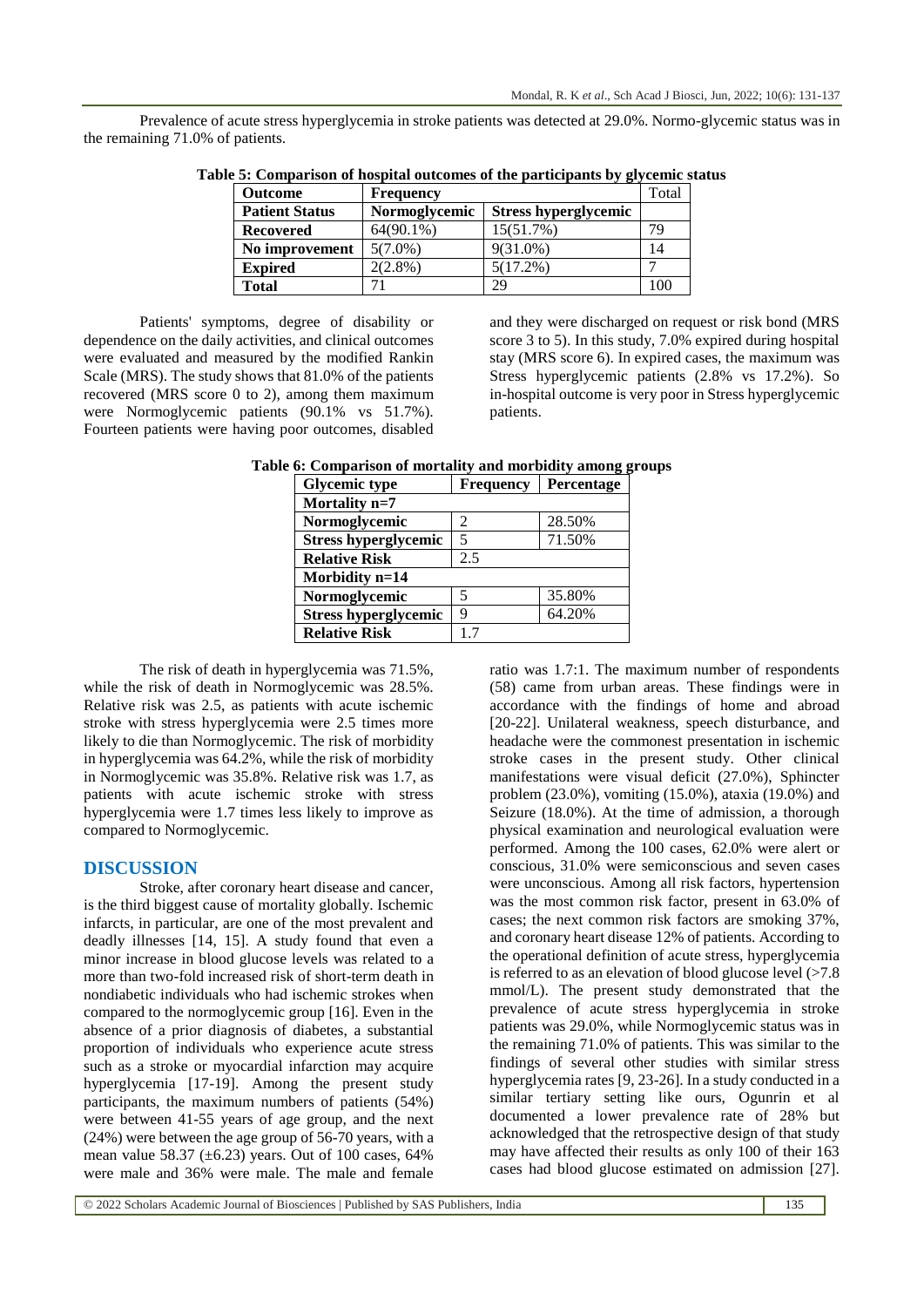Prevalence of acute stress hyperglycemia in stroke patients was detected at 29.0%. Normo-glycemic status was in the remaining 71.0% of patients.

**Table 5: Comparison of hospital outcomes of the participants by glycemic status**

| Outcome | Frequency | | Total |
|---|---|---|---|
| **Patient Status** | **Normoglycemic** | **Stress hyperglycemic** | |
| **Recovered** | 64(90.1%) | 15(51.7%) | 79 |
| **No improvement** | 5(7.0%) | 9(31.0%) | 14 |
| **Expired** | 2(2.8%) | 5(17.2%) | 7 |
| **Total** | 71 | 29 | 100 |

Patients' symptoms, degree of disability or dependence on the daily activities, and clinical outcomes were evaluated and measured by the modified Rankin Scale (MRS). The study shows that 81.0% of the patients recovered (MRS score 0 to 2), among them maximum were Normoglycemic patients (90.1% vs 51.7%). Fourteen patients were having poor outcomes, disabled and they were discharged on request or risk bond (MRS score 3 to 5). In this study, 7.0% expired during hospital stay (MRS score 6). In expired cases, the maximum was Stress hyperglycemic patients (2.8% vs 17.2%). So in-hospital outcome is very poor in Stress hyperglycemic patients.

**Table 6: Comparison of mortality and morbidity among groups**

| Glycemic type | Frequency | Percentage |
|---|---|---|
| **Mortality n=7** | | |
| **Normoglycemic** | 2 | 28.50% |
| **Stress hyperglycemic** | 5 | 71.50% |
| **Relative Risk** | 2.5 | |
| **Morbidity n=14** | | |
| **Normoglycemic** | 5 | 35.80% |
| **Stress hyperglycemic** | 9 | 64.20% |
| **Relative Risk** | 1.7 | |

The risk of death in hyperglycemia was 71.5%, while the risk of death in Normoglycemic was 28.5%. Relative risk was 2.5, as patients with acute ischemic stroke with stress hyperglycemia were 2.5 times more likely to die than Normoglycemic. The risk of morbidity in hyperglycemia was 64.2%, while the risk of morbidity in Normoglycemic was 35.8%. Relative risk was 1.7, as patients with acute ischemic stroke with stress hyperglycemia were 1.7 times less likely to improve as compared to Normoglycemic.

## DISCUSSION

Stroke, after coronary heart disease and cancer, is the third biggest cause of mortality globally. Ischemic infarcts, in particular, are one of the most prevalent and deadly illnesses [14, 15]. A study found that even a minor increase in blood glucose levels was related to a more than two-fold increased risk of short-term death in nondiabetic individuals who had ischemic strokes when compared to the normoglycemic group [16]. Even in the absence of a prior diagnosis of diabetes, a substantial proportion of individuals who experience acute stress such as a stroke or myocardial infarction may acquire hyperglycemia [17-19]. Among the present study participants, the maximum numbers of patients (54%) were between 41-55 years of age group, and the next (24%) were between the age group of 56-70 years, with a mean value 58.37 (±6.23) years. Out of 100 cases, 64% were male and 36% were male. The male and female ratio was 1.7:1. The maximum number of respondents (58) came from urban areas. These findings were in accordance with the findings of home and abroad [20-22]. Unilateral weakness, speech disturbance, and headache were the commonest presentation in ischemic stroke cases in the present study. Other clinical manifestations were visual deficit (27.0%), Sphincter problem (23.0%), vomiting (15.0%), ataxia (19.0%) and Seizure (18.0%). At the time of admission, a thorough physical examination and neurological evaluation were performed. Among the 100 cases, 62.0% were alert or conscious, 31.0% were semiconscious and seven cases were unconscious. Among all risk factors, hypertension was the most common risk factor, present in 63.0% of cases; the next common risk factors are smoking 37%, and coronary heart disease 12% of patients. According to the operational definition of acute stress, hyperglycemia is referred to as an elevation of blood glucose level (>7.8 mmol/L). The present study demonstrated that the prevalence of acute stress hyperglycemia in stroke patients was 29.0%, while Normoglycemic status was in the remaining 71.0% of patients. This was similar to the findings of several other studies with similar stress hyperglycemia rates [9, 23-26]. In a study conducted in a similar tertiary setting like ours, Ogunrin et al documented a lower prevalence rate of 28% but acknowledged that the retrospective design of that study may have affected their results as only 100 of their 163 cases had blood glucose estimated on admission [27].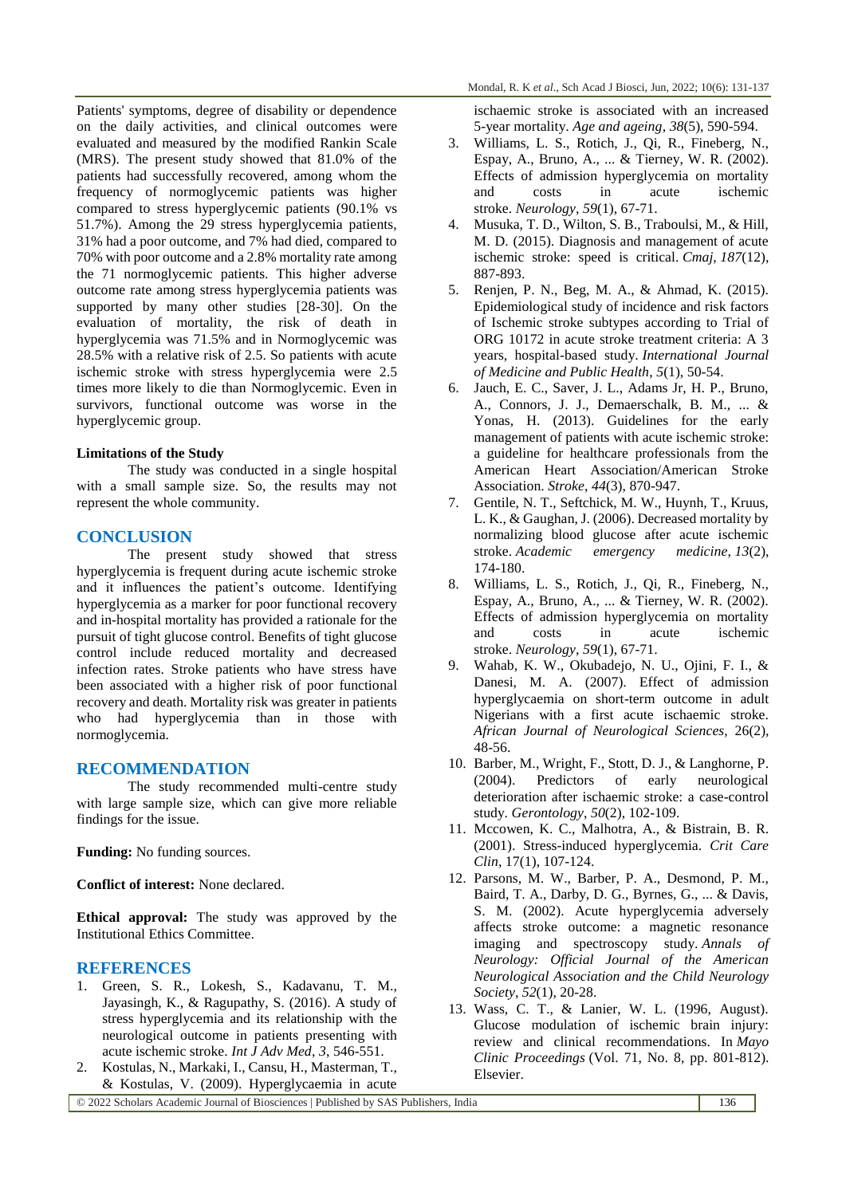Patients' symptoms, degree of disability or dependence on the daily activities, and clinical outcomes were evaluated and measured by the modified Rankin Scale (MRS). The present study showed that 81.0% of the patients had successfully recovered, among whom the frequency of normoglycemic patients was higher compared to stress hyperglycemic patients (90.1% vs 51.7%). Among the 29 stress hyperglycemia patients, 31% had a poor outcome, and 7% had died, compared to 70% with poor outcome and a 2.8% mortality rate among the 71 normoglycemic patients. This higher adverse outcome rate among stress hyperglycemia patients was supported by many other studies [28-30]. On the evaluation of mortality, the risk of death in hyperglycemia was 71.5% and in Normoglycemic was 28.5% with a relative risk of 2.5. So patients with acute ischemic stroke with stress hyperglycemia were 2.5 times more likely to die than Normoglycemic. Even in survivors, functional outcome was worse in the hyperglycemic group.

**Limitations of the Study**

The study was conducted in a single hospital with a small sample size. So, the results may not represent the whole community.

## CONCLUSION

The present study showed that stress hyperglycemia is frequent during acute ischemic stroke and it influences the patient's outcome. Identifying hyperglycemia as a marker for poor functional recovery and in-hospital mortality has provided a rationale for the pursuit of tight glucose control. Benefits of tight glucose control include reduced mortality and decreased infection rates. Stroke patients who have stress have been associated with a higher risk of poor functional recovery and death. Mortality risk was greater in patients who had hyperglycemia than in those with normoglycemia.

## RECOMMENDATION

The study recommended multi-centre study with large sample size, which can give more reliable findings for the issue.

**Funding:** No funding sources.

**Conflict of interest:** None declared.

**Ethical approval:** The study was approved by the Institutional Ethics Committee.

## REFERENCES

1. Green, S. R., Lokesh, S., Kadavanu, T. M., Jayasingh, K., & Ragupathy, S. (2016). A study of stress hyperglycemia and its relationship with the neurological outcome in patients presenting with acute ischemic stroke. *Int J Adv Med*, *3*, 546-551.
2. Kostulas, N., Markaki, I., Cansu, H., Masterman, T., & Kostulas, V. (2009). Hyperglycaemia in acute ischaemic stroke is associated with an increased 5-year mortality. *Age and ageing*, *38*(5), 590-594.
3. Williams, L. S., Rotich, J., Qi, R., Fineberg, N., Espay, A., Bruno, A., ... & Tierney, W. R. (2002). Effects of admission hyperglycemia on mortality and costs in acute ischemic stroke. *Neurology*, *59*(1), 67-71.
4. Musuka, T. D., Wilton, S. B., Traboulsi, M., & Hill, M. D. (2015). Diagnosis and management of acute ischemic stroke: speed is critical. *Cmaj*, *187*(12), 887-893.
5. Renjen, P. N., Beg, M. A., & Ahmad, K. (2015). Epidemiological study of incidence and risk factors of Ischemic stroke subtypes according to Trial of ORG 10172 in acute stroke treatment criteria: A 3 years, hospital-based study. *International Journal of Medicine and Public Health*, *5*(1), 50-54.
6. Jauch, E. C., Saver, J. L., Adams Jr, H. P., Bruno, A., Connors, J. J., Demaerschalk, B. M., ... & Yonas, H. (2013). Guidelines for the early management of patients with acute ischemic stroke: a guideline for healthcare professionals from the American Heart Association/American Stroke Association. *Stroke*, *44*(3), 870-947.
7. Gentile, N. T., Seftchick, M. W., Huynh, T., Kruus, L. K., & Gaughan, J. (2006). Decreased mortality by normalizing blood glucose after acute ischemic stroke. *Academic emergency medicine*, *13*(2), 174-180.
8. Williams, L. S., Rotich, J., Qi, R., Fineberg, N., Espay, A., Bruno, A., ... & Tierney, W. R. (2002). Effects of admission hyperglycemia on mortality and costs in acute ischemic stroke. *Neurology*, *59*(1), 67-71.
9. Wahab, K. W., Okubadejo, N. U., Ojini, F. I., & Danesi, M. A. (2007). Effect of admission hyperglycaemia on short-term outcome in adult Nigerians with a first acute ischaemic stroke. *African Journal of Neurological Sciences*, 26(2), 48-56.
10. Barber, M., Wright, F., Stott, D. J., & Langhorne, P. (2004). Predictors of early neurological deterioration after ischaemic stroke: a case-control study. *Gerontology*, *50*(2), 102-109.
11. Mccowen, K. C., Malhotra, A., & Bistrain, B. R. (2001). Stress-induced hyperglycemia. *Crit Care Clin*, 17(1), 107-124.
12. Parsons, M. W., Barber, P. A., Desmond, P. M., Baird, T. A., Darby, D. G., Byrnes, G., ... & Davis, S. M. (2002). Acute hyperglycemia adversely affects stroke outcome: a magnetic resonance imaging and spectroscopy study. *Annals of Neurology: Official Journal of the American Neurological Association and the Child Neurology Society*, *52*(1), 20-28.
13. Wass, C. T., & Lanier, W. L. (1996, August). Glucose modulation of ischemic brain injury: review and clinical recommendations. In *Mayo Clinic Proceedings* (Vol. 71, No. 8, pp. 801-812). Elsevier.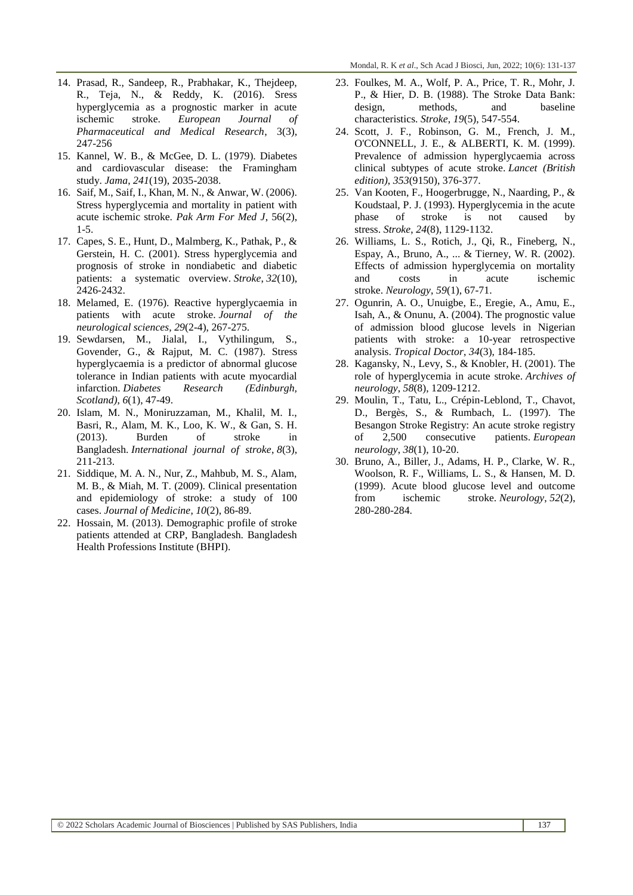14. Prasad, R., Sandeep, R., Prabhakar, K., Thejdeep, R., Teja, N., & Reddy, K. (2016). Sress hyperglycemia as a prognostic marker in acute ischemic stroke. *European Journal of Pharmaceutical and Medical Research*, 3(3), 247-256
15. Kannel, W. B., & McGee, D. L. (1979). Diabetes and cardiovascular disease: the Framingham study. *Jama*, *241*(19), 2035-2038.
16. Saif, M., Saif, I., Khan, M. N., & Anwar, W. (2006). Stress hyperglycemia and mortality in patient with acute ischemic stroke. *Pak Arm For Med J*, 56(2), 1-5.
17. Capes, S. E., Hunt, D., Malmberg, K., Pathak, P., & Gerstein, H. C. (2001). Stress hyperglycemia and prognosis of stroke in nondiabetic and diabetic patients: a systematic overview. *Stroke*, *32*(10), 2426-2432.
18. Melamed, E. (1976). Reactive hyperglycaemia in patients with acute stroke. *Journal of the neurological sciences*, *29*(2-4), 267-275.
19. Sewdarsen, M., Jialal, I., Vythilingum, S., Govender, G., & Rajput, M. C. (1987). Stress hyperglycaemia is a predictor of abnormal glucose tolerance in Indian patients with acute myocardial infarction. *Diabetes Research (Edinburgh, Scotland)*, *6*(1), 47-49.
20. Islam, M. N., Moniruzzaman, M., Khalil, M. I., Basri, R., Alam, M. K., Loo, K. W., & Gan, S. H. (2013). Burden of stroke in Bangladesh. *International journal of stroke*, *8*(3), 211-213.
21. Siddique, M. A. N., Nur, Z., Mahbub, M. S., Alam, M. B., & Miah, M. T. (2009). Clinical presentation and epidemiology of stroke: a study of 100 cases. *Journal of Medicine*, *10*(2), 86-89.
22. Hossain, M. (2013). Demographic profile of stroke patients attended at CRP, Bangladesh. Bangladesh Health Professions Institute (BHPI).
23. Foulkes, M. A., Wolf, P. A., Price, T. R., Mohr, J. P., & Hier, D. B. (1988). The Stroke Data Bank: design, methods, and baseline characteristics. *Stroke*, *19*(5), 547-554.
24. Scott, J. F., Robinson, G. M., French, J. M., O'CONNELL, J. E., & ALBERTI, K. M. (1999). Prevalence of admission hyperglycaemia across clinical subtypes of acute stroke. *Lancet (British edition)*, *353*(9150), 376-377.
25. Van Kooten, F., Hoogerbrugge, N., Naarding, P., & Koudstaal, P. J. (1993). Hyperglycemia in the acute phase of stroke is not caused by stress. *Stroke*, *24*(8), 1129-1132.
26. Williams, L. S., Rotich, J., Qi, R., Fineberg, N., Espay, A., Bruno, A., ... & Tierney, W. R. (2002). Effects of admission hyperglycemia on mortality and costs in acute ischemic stroke. *Neurology*, *59*(1), 67-71.
27. Ogunrin, A. O., Unuigbe, E., Eregie, A., Amu, E., Isah, A., & Onunu, A. (2004). The prognostic value of admission blood glucose levels in Nigerian patients with stroke: a 10-year retrospective analysis. *Tropical Doctor*, *34*(3), 184-185.
28. Kagansky, N., Levy, S., & Knobler, H. (2001). The role of hyperglycemia in acute stroke. *Archives of neurology*, *58*(8), 1209-1212.
29. Moulin, T., Tatu, L., Crépin-Leblond, T., Chavot, D., Bergès, S., & Rumbach, L. (1997). The Besangon Stroke Registry: An acute stroke registry of 2,500 consecutive patients. *European neurology*, *38*(1), 10-20.
30. Bruno, A., Biller, J., Adams, H. P., Clarke, W. R., Woolson, R. F., Williams, L. S., & Hansen, M. D. (1999). Acute blood glucose level and outcome from ischemic stroke. *Neurology*, *52*(2), 280-280-284.